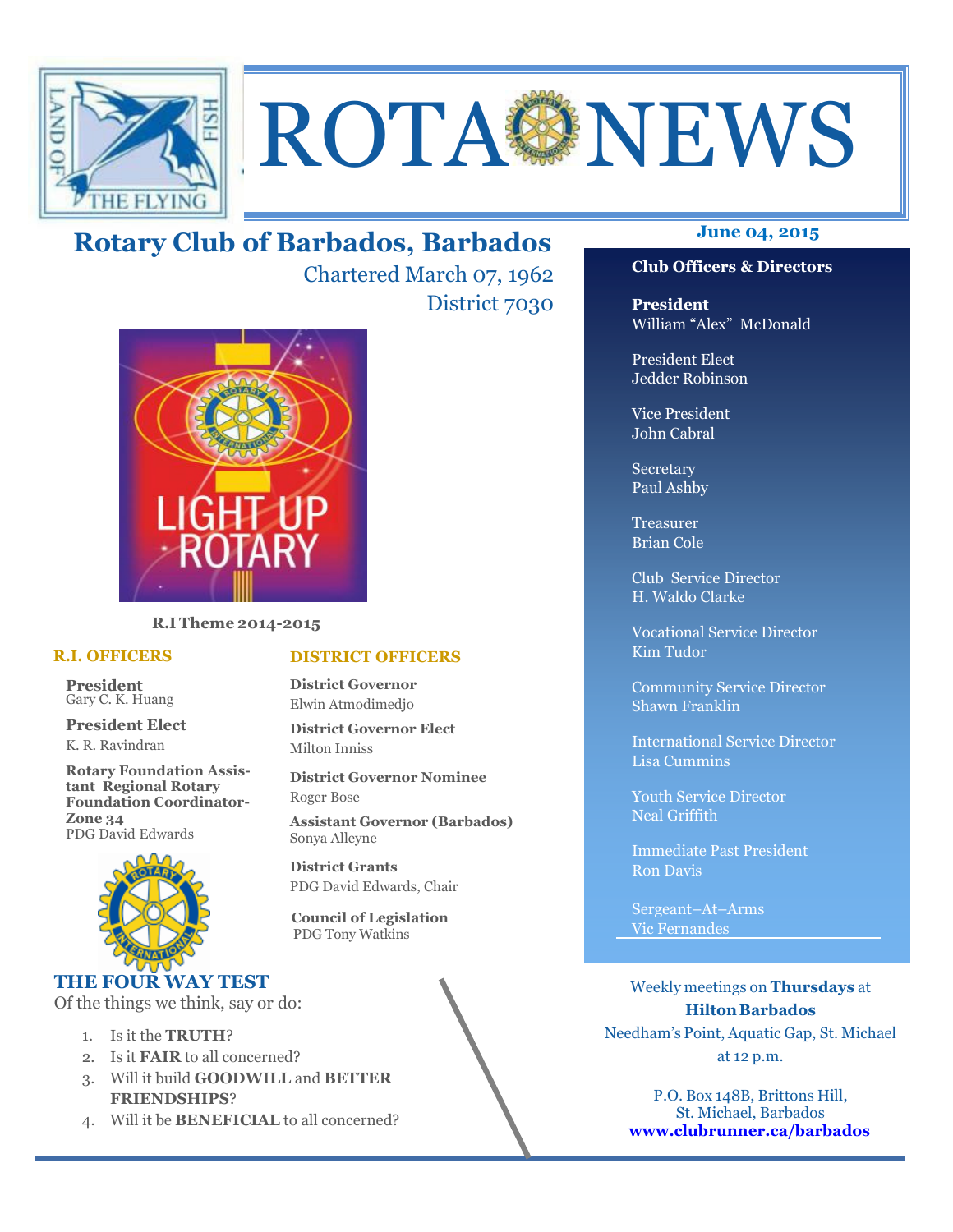# ROTA NEWS

## Rotary Club of Barbados, Barbados

Chartered March 07, 1962

District 7030

June 04, 2015

R.I Theme 2014-2015

### R.I. OFFICERS

**President**
Gary C. K. Huang

**President Elect**
K. R. Ravindran

**Rotary Foundation Assistant Regional Rotary Foundation Coordinator-Zone 34**
PDG David Edwards

### DISTRICT OFFICERS

**District Governor**
Elwin Atmodimedjo

**District Governor Elect**
Milton Inniss

**District Governor Nominee**
Roger Bose

**Assistant Governor (Barbados)**
Sonya Alleyne

**District Grants**
PDG David Edwards, Chair

**Council of Legislation**
PDG Tony Watkins

### THE FOUR WAY TEST

Of the things we think, say or do:

1. Is it the **TRUTH**?
2. Is it **FAIR** to all concerned?
3. Will it build **GOODWILL** and **BETTER FRIENDSHIPS**?
4. Will it be **BENEFICIAL** to all concerned?

### Club Officers & Directors

**President**
William "Alex" McDonald

President Elect
Jedder Robinson

Vice President
John Cabral

Secretary
Paul Ashby

Treasurer
Brian Cole

Club Service Director
H. Waldo Clarke

Vocational Service Director
Kim Tudor

Community Service Director
Shawn Franklin

International Service Director
Lisa Cummins

Youth Service Director
Neal Griffith

Immediate Past President
Ron Davis

Sergeant–At–Arms
Vic Fernandes

Weekly meetings on **Thursdays** at **Hilton Barbados**
Needham's Point, Aquatic Gap, St. Michael
at 12 p.m.

P.O. Box 148B, Brittons Hill,
St. Michael, Barbados
**www.clubrunner.ca/barbados**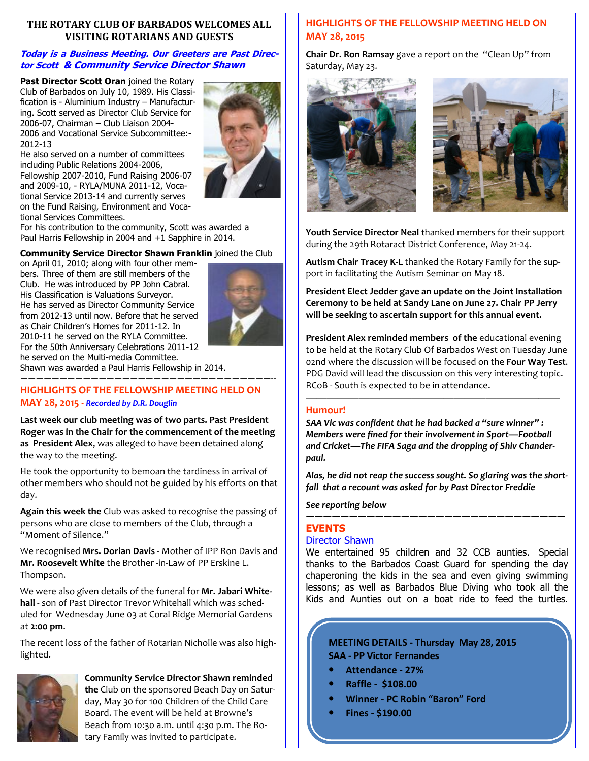## THE ROTARY CLUB OF BARBADOS WELCOMES ALL VISITING ROTARIANS AND GUESTS

***Today is a Business Meeting. Our Greeters are Past Director Scott & Community Service Director Shawn***

**Past Director Scott Oran** joined the Rotary Club of Barbados on July 10, 1989. His Classification is - Aluminium Industry – Manufacturing. Scott served as Director Club Service for 2006-07, Chairman – Club Liaison 2004-2006 and Vocational Service Subcommittee:-2012-13

He also served on a number of committees including Public Relations 2004-2006, Fellowship 2007-2010, Fund Raising 2006-07 and 2009-10, - RYLA/MUNA 2011-12, Vocational Service 2013-14 and currently serves on the Fund Raising, Environment and Vocational Services Committees.

For his contribution to the community, Scott was awarded a Paul Harris Fellowship in 2004 and +1 Sapphire in 2014.

**Community Service Director Shawn Franklin** joined the Club on April 01, 2010; along with four other members. Three of them are still members of the Club. He was introduced by PP John Cabral. His Classification is Valuations Surveyor.

He has served as Director Community Service from 2012-13 until now. Before that he served as Chair Children's Homes for 2011-12. In 2010-11 he served on the RYLA Committee. For the 50th Anniversary Celebrations 2011-12 he served on the Multi-media Committee.

Shawn was awarded a Paul Harris Fellowship in 2014.

---

## HIGHLIGHTS OF THE FELLOWSHIP MEETING HELD ON MAY 28, 2015 - *Recorded by D.R. Douglin*

**Last week our club meeting was of two parts. Past President Roger was in the Chair for the commencement of the meeting as President Alex,** was alleged to have been detained along the way to the meeting.

He took the opportunity to bemoan the tardiness in arrival of other members who should not be guided by his efforts on that day.

**Again this week the** Club was asked to recognise the passing of persons who are close to members of the Club, through a "Moment of Silence."

We recognised **Mrs. Dorian Davis** - Mother of IPP Ron Davis and **Mr. Roosevelt White** the Brother -in-Law of PP Erskine L. Thompson.

We were also given details of the funeral for **Mr. Jabari Whitehall** - son of Past Director Trevor Whitehall which was scheduled for Wednesday June 03 at Coral Ridge Memorial Gardens at **2:00 pm**.

The recent loss of the father of Rotarian Nicholle was also highlighted.

**Community Service Director Shawn reminded the** Club on the sponsored Beach Day on Saturday, May 30 for 100 Children of the Child Care Board. The event will be held at Browne's Beach from 10:30 a.m. until 4:30 p.m. The Rotary Family was invited to participate.

## HIGHLIGHTS OF THE FELLOWSHIP MEETING HELD ON MAY 28, 2015

**Chair Dr. Ron Ramsay** gave a report on the "Clean Up" from Saturday, May 23.

**Youth Service Director Neal** thanked members for their support during the 29th Rotaract District Conference, May 21-24.

**Autism Chair Tracey K-L** thanked the Rotary Family for the support in facilitating the Autism Seminar on May 18.

**President Elect Jedder gave an update on the Joint Installation Ceremony to be held at Sandy Lane on June 27. Chair PP Jerry will be seeking to ascertain support for this annual event.**

**President Alex reminded members of the** educational evening to be held at the Rotary Club Of Barbados West on Tuesday June 02nd where the discussion will be focused on the **Four Way Test**. PDG David will lead the discussion on this very interesting topic. RCoB - South is expected to be in attendance.

---

### Humour!

***SAA Vic was confident that he had backed a "sure winner" : Members were fined for their involvement in Sport—Football and Cricket—The FIFA Saga and the dropping of Shiv Chanderpaul.***

***Alas, he did not reap the success sought. So glaring was the shortfall that a recount was asked for by Past Director Freddie***

***See reporting below***

---

## EVENTS

### Director Shawn

We entertained 95 children and 32 CCB aunties. Special thanks to the Barbados Coast Guard for spending the day chaperoning the kids in the sea and even giving swimming lessons; as well as Barbados Blue Diving who took all the Kids and Aunties out on a boat ride to feed the turtles.

**MEETING DETAILS - Thursday May 28, 2015**
**SAA - PP Victor Fernandes**

- **Attendance - 27%**
- **Raffle - $108.00**
- **Winner - PC Robin "Baron" Ford**
- **Fines - $190.00**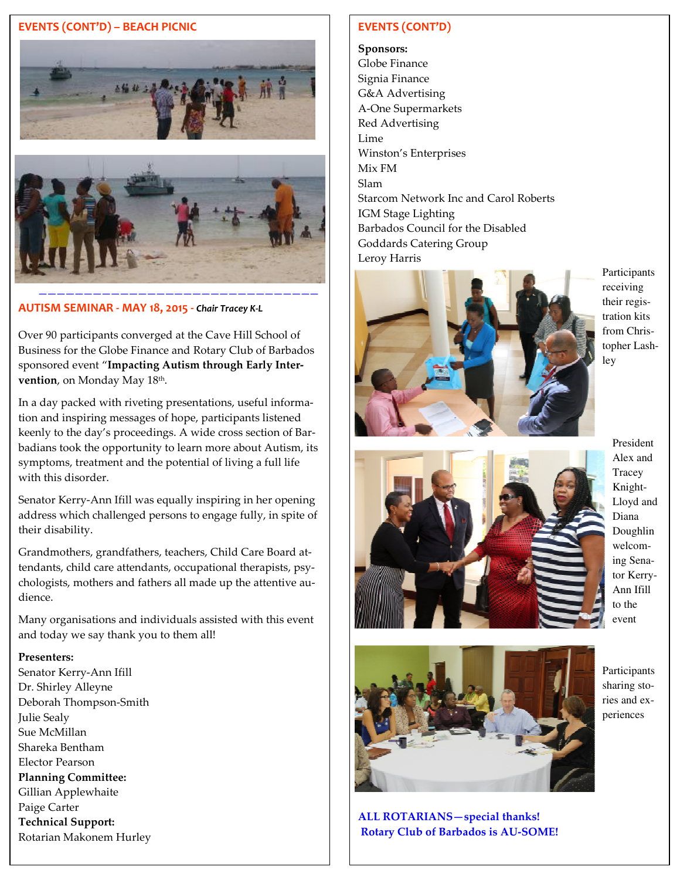## EVENTS (CONT'D) – BEACH PICNIC

## AUTISM SEMINAR - MAY 18, 2015 - *Chair Tracey K-L*

Over 90 participants converged at the Cave Hill School of Business for the Globe Finance and Rotary Club of Barbados sponsored event "**Impacting Autism through Early Intervention**, on Monday May 18th.

In a day packed with riveting presentations, useful information and inspiring messages of hope, participants listened keenly to the day's proceedings. A wide cross section of Barbadians took the opportunity to learn more about Autism, its symptoms, treatment and the potential of living a full life with this disorder.

Senator Kerry-Ann Ifill was equally inspiring in her opening address which challenged persons to engage fully, in spite of their disability.

Grandmothers, grandfathers, teachers, Child Care Board attendants, child care attendants, occupational therapists, psychologists, mothers and fathers all made up the attentive audience.

Many organisations and individuals assisted with this event and today we say thank you to them all!

**Presenters:**
Senator Kerry-Ann Ifill
Dr. Shirley Alleyne
Deborah Thompson-Smith
Julie Sealy
Sue McMillan
Shareka Bentham
Elector Pearson

**Planning Committee:**
Gillian Applewhaite
Paige Carter

**Technical Support:**
Rotarian Makonem Hurley

## EVENTS (CONT'D)

**Sponsors:**
Globe Finance
Signia Finance
G&A Advertising
A-One Supermarkets
Red Advertising
Lime
Winston's Enterprises
Mix FM
Slam
Starcom Network Inc and Carol Roberts
IGM Stage Lighting
Barbados Council for the Disabled
Goddards Catering Group
Leroy Harris

Participants receiving their registration kits from Christopher Lashley

President Alex and Tracey Knight-Lloyd and Diana Doughlin welcoming Senator Kerry-Ann Ifill to the event

Participants sharing stories and experiences

**ALL ROTARIANS—special thanks!**
**Rotary Club of Barbados is AU-SOME!**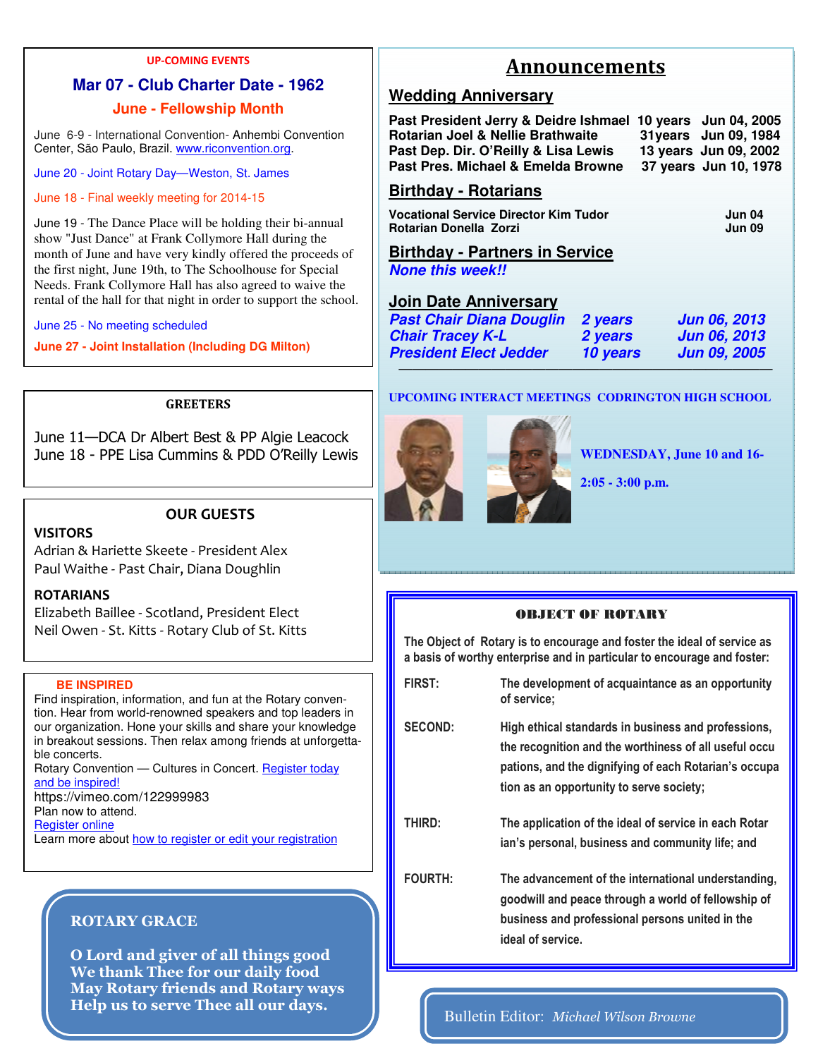**UP-COMING EVENTS**

**Mar 07 - Club Charter Date - 1962**

**June - Fellowship Month**

June 6-9 - International Convention- Anhembi Convention Center, São Paulo, Brazil. www.riconvention.org.

June 20 - Joint Rotary Day—Weston, St. James

June 18 - Final weekly meeting for 2014-15

June 19 - The Dance Place will be holding their bi-annual show "Just Dance" at Frank Collymore Hall during the month of June and have very kindly offered the proceeds of the first night, June 19th, to The Schoolhouse for Special Needs. Frank Collymore Hall has also agreed to waive the rental of the hall for that night in order to support the school.

June 25 - No meeting scheduled

**June 27 - Joint Installation (Including DG Milton)**

**GREETERS**

June 11—DCA Dr Albert Best & PP Algie Leacock
June 18 - PPE Lisa Cummins & PDD O'Reilly Lewis

**OUR GUESTS**

**VISITORS**

Adrian & Hariette Skeete - President Alex
Paul Waithe - Past Chair, Diana Doughlin

**ROTARIANS**

Elizabeth Baillee - Scotland, President Elect
Neil Owen - St. Kitts - Rotary Club of St. Kitts

**BE INSPIRED**

Find inspiration, information, and fun at the Rotary convention. Hear from world-renowned speakers and top leaders in our organization. Hone your skills and share your knowledge in breakout sessions. Then relax among friends at unforgettable concerts.
Rotary Convention — Cultures in Concert. Register today and be inspired!
https://vimeo.com/122999983
Plan now to attend.
Register online
Learn more about how to register or edit your registration

**ROTARY GRACE**

**O Lord and giver of all things good**
**We thank Thee for our daily food**
**May Rotary friends and Rotary ways**
**Help us to serve Thee all our days.**

# Announcements

## Wedding Anniversary

| | | |
|---|---|---|
| Past President Jerry & Deidre Ishmael | 10 years | Jun 04, 2005 |
| Rotarian Joel & Nellie Brathwaite | 31years | Jun 09, 1984 |
| Past Dep. Dir. O'Reilly & Lisa Lewis | 13 years | Jun 09, 2002 |
| Past Pres. Michael & Emelda Browne | 37 years | Jun 10, 1978 |

## Birthday - Rotarians

| | |
|---|---|
| Vocational Service Director Kim Tudor | Jun 04 |
| Rotarian Donella Zorzi | Jun 09 |

## Birthday - Partners in Service

***None this week!!***

## Join Date Anniversary

| | | |
|---|---|---|
| *Past Chair Diana Douglin* | *2 years* | *Jun 06, 2013* |
| *Chair Tracey K-L* | *2 years* | *Jun 06, 2013* |
| *President Elect Jedder* | *10 years* | *Jun 09, 2005* |

**UPCOMING INTERACT MEETINGS CODRINGTON HIGH SCHOOL**

**WEDNESDAY, June 10 and 16-**

**2:05 - 3:00 p.m.**

**OBJECT OF ROTARY**

**The Object of Rotary is to encourage and foster the ideal of service as a basis of worthy enterprise and in particular to encourage and foster:**

**FIRST:** The development of acquaintance as an opportunity of service;

**SECOND:** High ethical standards in business and professions, the recognition and the worthiness of all useful occupations, and the dignifying of each Rotarian's occupation as an opportunity to serve society;

**THIRD:** The application of the ideal of service in each Rotarian's personal, business and community life; and

**FOURTH:** The advancement of the international understanding, goodwill and peace through a world of fellowship of business and professional persons united in the ideal of service.

Bulletin Editor: *Michael Wilson Browne*